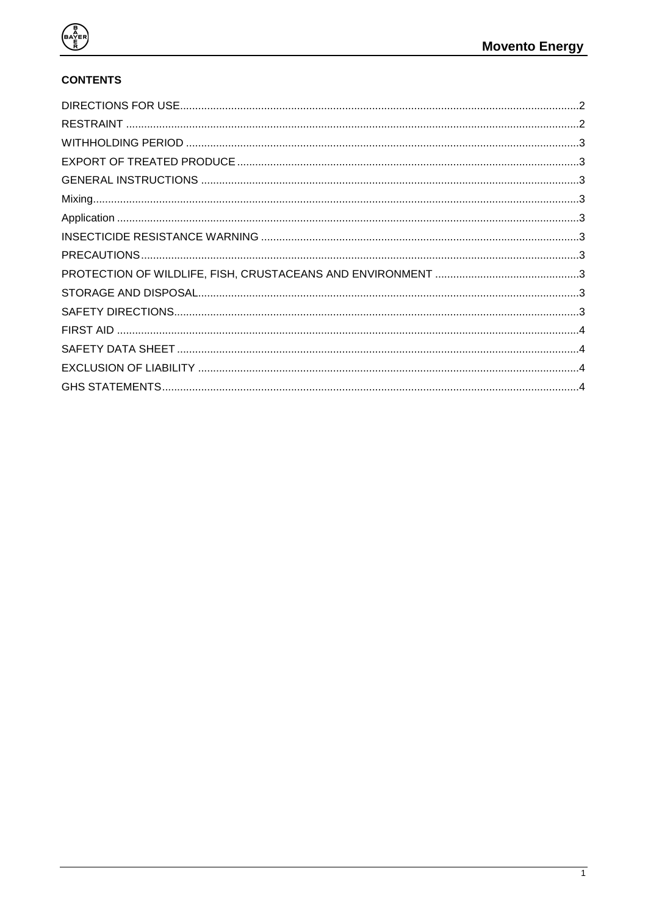**CONTENTS**

DIRECTIONS FOR USE .................................................................................................................................. 2
RESTRAINT .................................................................................................................................................. 2
WITHHOLDING PERIOD .............................................................................................................................. 3
EXPORT OF TREATED PRODUCE .............................................................................................................. 3
GENERAL INSTRUCTIONS .......................................................................................................................... 3
Mixing ............................................................................................................................................................. 3
Application ..................................................................................................................................................... 3
INSECTICIDE RESISTANCE WARNING ...................................................................................................... 3
PRECAUTIONS ............................................................................................................................................. 3
PROTECTION OF WILDLIFE, FISH, CRUSTACEANS AND ENVIRONMENT ............................................... 3
STORAGE AND DISPOSAL ........................................................................................................................... 3
SAFETY DIRECTIONS ................................................................................................................................... 3
FIRST AID ..................................................................................................................................................... 4
SAFETY DATA SHEET .................................................................................................................................. 4
EXCLUSION OF LIABILITY ........................................................................................................................... 4
GHS STATEMENTS ....................................................................................................................................... 4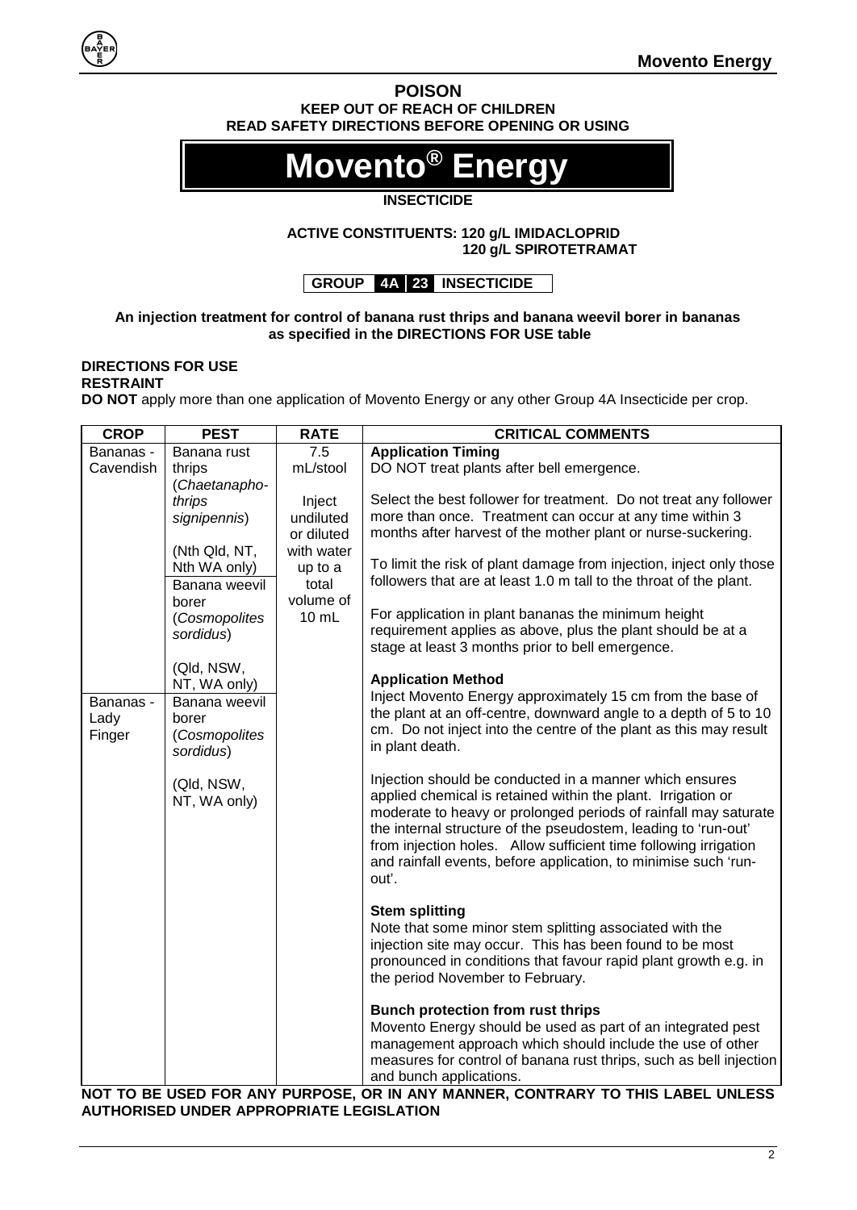**POISON**

**KEEP OUT OF REACH OF CHILDREN**

**READ SAFETY DIRECTIONS BEFORE OPENING OR USING**

# Movento® Energy

**INSECTICIDE**

**ACTIVE CONSTITUENTS: 120 g/L IMIDACLOPRID**
**120 g/L SPIROTETRAMAT**

**GROUP 4A 23 INSECTICIDE**

**An injection treatment for control of banana rust thrips and banana weevil borer in bananas as specified in the DIRECTIONS FOR USE table**

**DIRECTIONS FOR USE**

**RESTRAINT**

**DO NOT** apply more than one application of Movento Energy or any other Group 4A Insecticide per crop.

| CROP | PEST | RATE | CRITICAL COMMENTS |
|---|---|---|---|
| Bananas - Cavendish | Banana rust thrips (*Chaetanaphothrips signipennis*)<br><br>(Nth Qld, NT, Nth WA only)<br><br>Banana weevil borer (*Cosmopolites sordidus*)<br><br>(Qld, NSW, NT, WA only) | 7.5 mL/stool<br><br>Inject undiluted or diluted with water up to a total volume of 10 mL | **Application Timing**<br>DO NOT treat plants after bell emergence.<br><br>Select the best follower for treatment. Do not treat any follower more than once. Treatment can occur at any time within 3 months after harvest of the mother plant or nurse-suckering.<br><br>To limit the risk of plant damage from injection, inject only those followers that are at least 1.0 m tall to the throat of the plant.<br><br>For application in plant bananas the minimum height requirement applies as above, plus the plant should be at a stage at least 3 months prior to bell emergence.<br><br>**Application Method**<br>Inject Movento Energy approximately 15 cm from the base of the plant at an off-centre, downward angle to a depth of 5 to 10 cm. Do not inject into the centre of the plant as this may result in plant death.<br><br>Injection should be conducted in a manner which ensures applied chemical is retained within the plant. Irrigation or moderate to heavy or prolonged periods of rainfall may saturate the internal structure of the pseudostem, leading to 'run-out' from injection holes. Allow sufficient time following irrigation and rainfall events, before application, to minimise such 'run-out'.<br><br>**Stem splitting**<br>Note that some minor stem splitting associated with the injection site may occur. This has been found to be most pronounced in conditions that favour rapid plant growth e.g. in the period November to February.<br><br>**Bunch protection from rust thrips**<br>Movento Energy should be used as part of an integrated pest management approach which should include the use of other measures for control of banana rust thrips, such as bell injection and bunch applications. |
| Bananas - Lady Finger | Banana weevil borer (*Cosmopolites sordidus*)<br><br>(Qld, NSW, NT, WA only) | | |

**NOT TO BE USED FOR ANY PURPOSE, OR IN ANY MANNER, CONTRARY TO THIS LABEL UNLESS AUTHORISED UNDER APPROPRIATE LEGISLATION**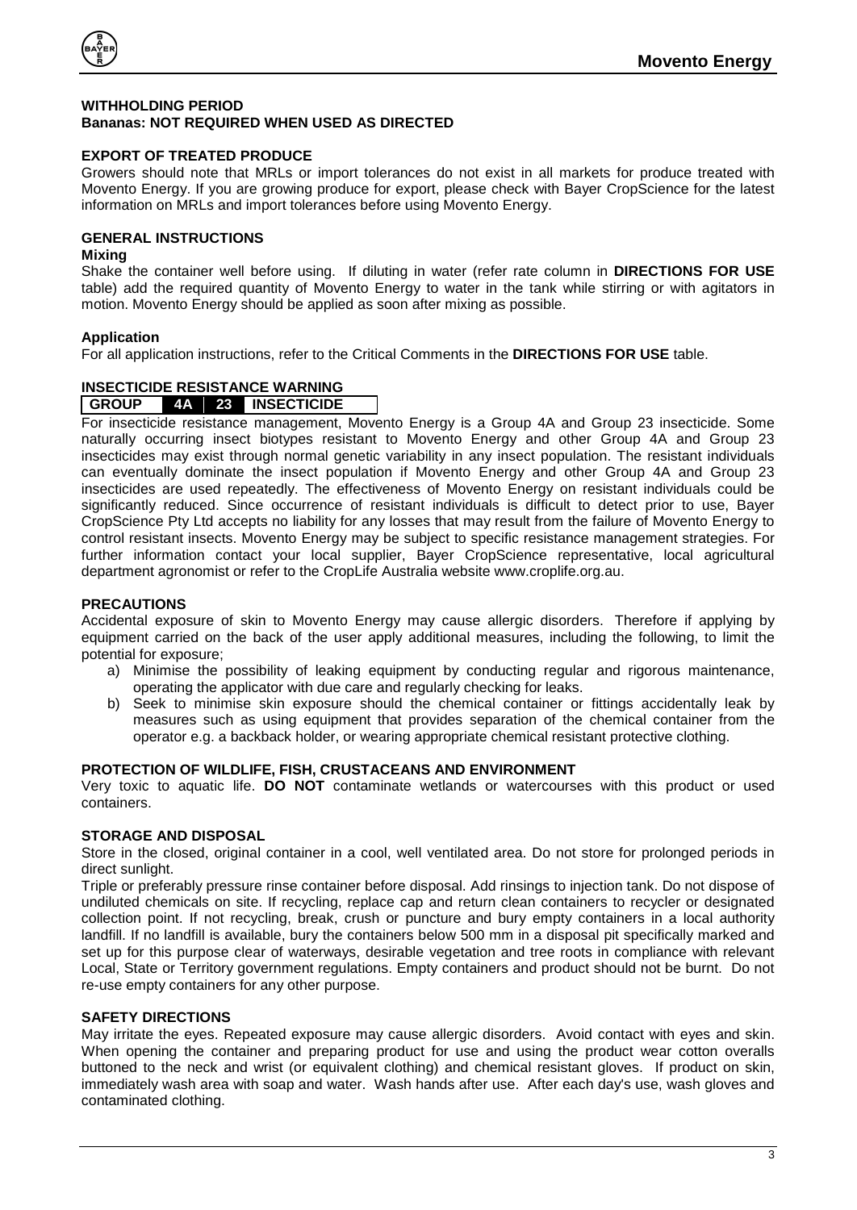**WITHHOLDING PERIOD**
**Bananas: NOT REQUIRED WHEN USED AS DIRECTED**

**EXPORT OF TREATED PRODUCE**

Growers should note that MRLs or import tolerances do not exist in all markets for produce treated with Movento Energy. If you are growing produce for export, please check with Bayer CropScience for the latest information on MRLs and import tolerances before using Movento Energy.

**GENERAL INSTRUCTIONS**

**Mixing**

Shake the container well before using. If diluting in water (refer rate column in **DIRECTIONS FOR USE** table) add the required quantity of Movento Energy to water in the tank while stirring or with agitators in motion. Movento Energy should be applied as soon after mixing as possible.

**Application**

For all application instructions, refer to the Critical Comments in the **DIRECTIONS FOR USE** table.

**INSECTICIDE RESISTANCE WARNING**

| GROUP | 4A | 23 | INSECTICIDE |
|---|---|---|---|

For insecticide resistance management, Movento Energy is a Group 4A and Group 23 insecticide. Some naturally occurring insect biotypes resistant to Movento Energy and other Group 4A and Group 23 insecticides may exist through normal genetic variability in any insect population. The resistant individuals can eventually dominate the insect population if Movento Energy and other Group 4A and Group 23 insecticides are used repeatedly. The effectiveness of Movento Energy on resistant individuals could be significantly reduced. Since occurrence of resistant individuals is difficult to detect prior to use, Bayer CropScience Pty Ltd accepts no liability for any losses that may result from the failure of Movento Energy to control resistant insects. Movento Energy may be subject to specific resistance management strategies. For further information contact your local supplier, Bayer CropScience representative, local agricultural department agronomist or refer to the CropLife Australia website www.croplife.org.au.

**PRECAUTIONS**

Accidental exposure of skin to Movento Energy may cause allergic disorders. Therefore if applying by equipment carried on the back of the user apply additional measures, including the following, to limit the potential for exposure;

a) Minimise the possibility of leaking equipment by conducting regular and rigorous maintenance, operating the applicator with due care and regularly checking for leaks.
b) Seek to minimise skin exposure should the chemical container or fittings accidentally leak by measures such as using equipment that provides separation of the chemical container from the operator e.g. a backback holder, or wearing appropriate chemical resistant protective clothing.

**PROTECTION OF WILDLIFE, FISH, CRUSTACEANS AND ENVIRONMENT**

Very toxic to aquatic life. **DO NOT** contaminate wetlands or watercourses with this product or used containers.

**STORAGE AND DISPOSAL**

Store in the closed, original container in a cool, well ventilated area. Do not store for prolonged periods in direct sunlight.

Triple or preferably pressure rinse container before disposal. Add rinsings to injection tank. Do not dispose of undiluted chemicals on site. If recycling, replace cap and return clean containers to recycler or designated collection point. If not recycling, break, crush or puncture and bury empty containers in a local authority landfill. If no landfill is available, bury the containers below 500 mm in a disposal pit specifically marked and set up for this purpose clear of waterways, desirable vegetation and tree roots in compliance with relevant Local, State or Territory government regulations. Empty containers and product should not be burnt. Do not re-use empty containers for any other purpose.

**SAFETY DIRECTIONS**

May irritate the eyes. Repeated exposure may cause allergic disorders. Avoid contact with eyes and skin. When opening the container and preparing product for use and using the product wear cotton overalls buttoned to the neck and wrist (or equivalent clothing) and chemical resistant gloves. If product on skin, immediately wash area with soap and water. Wash hands after use. After each day's use, wash gloves and contaminated clothing.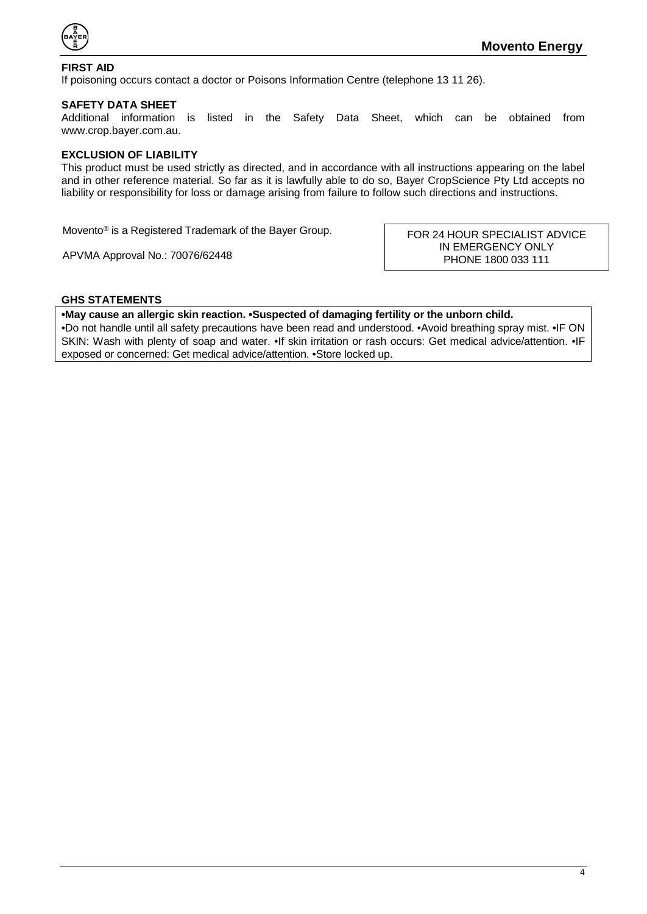## FIRST AID

If poisoning occurs contact a doctor or Poisons Information Centre (telephone 13 11 26).

## SAFETY DATA SHEET

Additional information is listed in the Safety Data Sheet, which can be obtained from www.crop.bayer.com.au.

## EXCLUSION OF LIABILITY

This product must be used strictly as directed, and in accordance with all instructions appearing on the label and in other reference material. So far as it is lawfully able to do so, Bayer CropScience Pty Ltd accepts no liability or responsibility for loss or damage arising from failure to follow such directions and instructions.

Movento® is a Registered Trademark of the Bayer Group.

APVMA Approval No.: 70076/62448

FOR 24 HOUR SPECIALIST ADVICE
IN EMERGENCY ONLY
PHONE 1800 033 111

## GHS STATEMENTS

**•May cause an allergic skin reaction. •Suspected of damaging fertility or the unborn child.**
•Do not handle until all safety precautions have been read and understood. •Avoid breathing spray mist. •IF ON SKIN: Wash with plenty of soap and water. •If skin irritation or rash occurs: Get medical advice/attention. •IF exposed or concerned: Get medical advice/attention. •Store locked up.